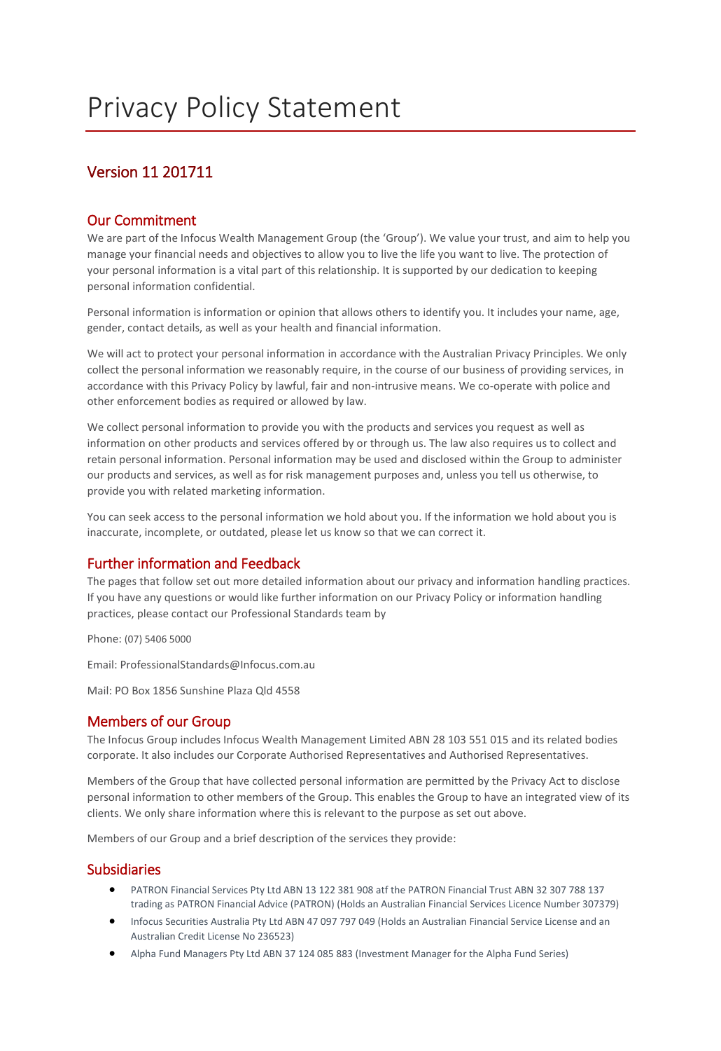# Privacy Policy Statement

## Version 11 201711

### Our Commitment

We are part of the Infocus Wealth Management Group (the 'Group'). We value your trust, and aim to help you manage your financial needs and objectives to allow you to live the life you want to live. The protection of your personal information is a vital part of this relationship. It is supported by our dedication to keeping personal information confidential.

Personal information is information or opinion that allows others to identify you. It includes your name, age, gender, contact details, as well as your health and financial information.

We will act to protect your personal information in accordance with the Australian Privacy Principles. We only collect the personal information we reasonably require, in the course of our business of providing services, in accordance with this Privacy Policy by lawful, fair and non-intrusive means. We co-operate with police and other enforcement bodies as required or allowed by law.

We collect personal information to provide you with the products and services you request as well as information on other products and services offered by or through us. The law also requires us to collect and retain personal information. Personal information may be used and disclosed within the Group to administer our products and services, as well as for risk management purposes and, unless you tell us otherwise, to provide you with related marketing information.

You can seek access to the personal information we hold about you. If the information we hold about you is inaccurate, incomplete, or outdated, please let us know so that we can correct it.

### Further information and Feedback

The pages that follow set out more detailed information about our privacy and information handling practices. If you have any questions or would like further information on our Privacy Policy or information handling practices, please contact our Professional Standards team by

Phone: (07) 5406 5000

Email: ProfessionalStandards@Infocus.com.au

Mail: PO Box 1856 Sunshine Plaza Qld 4558

### Members of our Group

The Infocus Group includes Infocus Wealth Management Limited ABN 28 103 551 015 and its related bodies corporate. It also includes our Corporate Authorised Representatives and Authorised Representatives.

Members of the Group that have collected personal information are permitted by the Privacy Act to disclose personal information to other members of the Group. This enables the Group to have an integrated view of its clients. We only share information where this is relevant to the purpose as set out above.

Members of our Group and a brief description of the services they provide:

### Subsidiaries

- PATRON Financial Services Pty Ltd ABN 13 122 381 908 atf the PATRON Financial Trust ABN 32 307 788 137 trading as PATRON Financial Advice (PATRON) (Holds an Australian Financial Services Licence Number 307379)
- Infocus Securities Australia Pty Ltd ABN 47 097 797 049 (Holds an Australian Financial Service License and an Australian Credit License No 236523)
- Alpha Fund Managers Pty Ltd ABN 37 124 085 883 (Investment Manager for the Alpha Fund Series)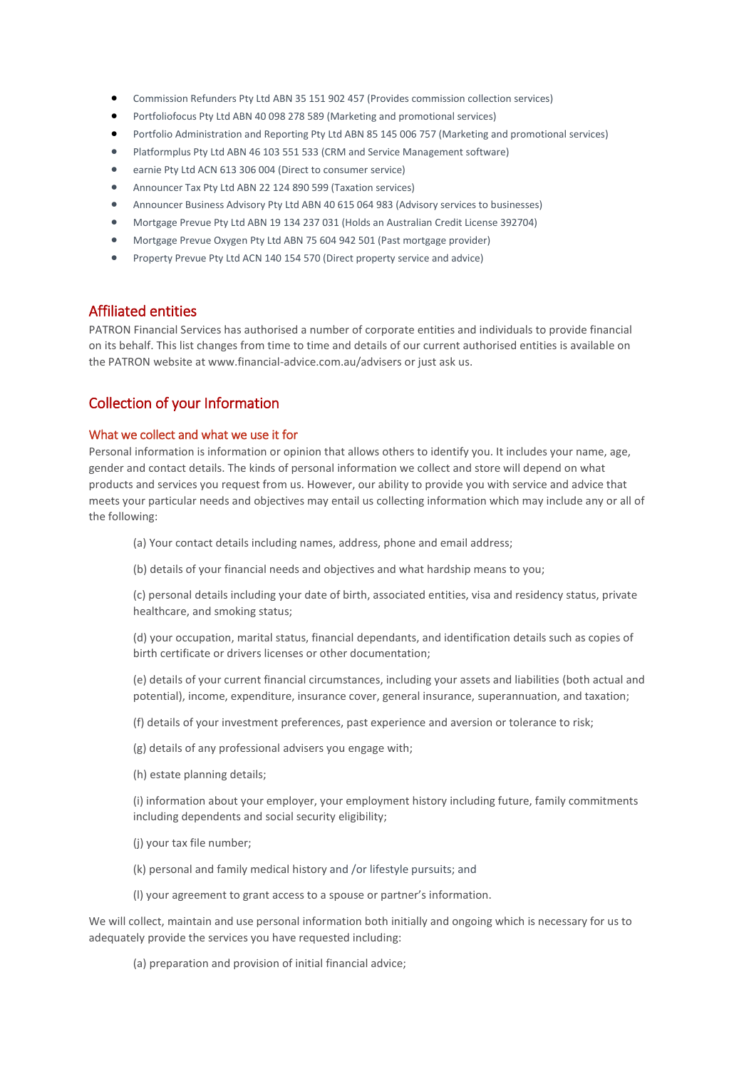- Commission Refunders Pty Ltd ABN 35 151 902 457 (Provides commission collection services)
- Portfoliofocus Pty Ltd ABN 40 098 278 589 (Marketing and promotional services)
- Portfolio Administration and Reporting Pty Ltd ABN 85 145 006 757 (Marketing and promotional services)
- Platformplus Pty Ltd ABN 46 103 551 533 (CRM and Service Management software)
- earnie Pty Ltd ACN 613 306 004 (Direct to consumer service)
- Announcer Tax Pty Ltd ABN 22 124 890 599 (Taxation services)
- Announcer Business Advisory Pty Ltd ABN 40 615 064 983 (Advisory services to businesses)
- Mortgage Prevue Pty Ltd ABN 19 134 237 031 (Holds an Australian Credit License 392704)
- Mortgage Prevue Oxygen Pty Ltd ABN 75 604 942 501 (Past mortgage provider)
- Property Prevue Pty Ltd ACN 140 154 570 (Direct property service and advice)

## Affiliated entities

PATRON Financial Services has authorised a number of corporate entities and individuals to provide financial on its behalf. This list changes from time to time and details of our current authorised entities is available on the PATRON website at www.financial-advice.com.au/advisers or just ask us.

## Collection of your Information

### What we collect and what we use it for

Personal information is information or opinion that allows others to identify you. It includes your name, age, gender and contact details. The kinds of personal information we collect and store will depend on what products and services you request from us. However, our ability to provide you with service and advice that meets your particular needs and objectives may entail us collecting information which may include any or all of the following:

(a) Your contact details including names, address, phone and email address;

(b) details of your financial needs and objectives and what hardship means to you;

(c) personal details including your date of birth, associated entities, visa and residency status, private healthcare, and smoking status;

(d) your occupation, marital status, financial dependants, and identification details such as copies of birth certificate or drivers licenses or other documentation;

(e) details of your current financial circumstances, including your assets and liabilities (both actual and potential), income, expenditure, insurance cover, general insurance, superannuation, and taxation;

(f) details of your investment preferences, past experience and aversion or tolerance to risk;

(g) details of any professional advisers you engage with;

(h) estate planning details;

(i) information about your employer, your employment history including future, family commitments including dependents and social security eligibility;

(j) your tax file number;

(k) personal and family medical history and /or lifestyle pursuits; and

(l) your agreement to grant access to a spouse or partner's information.

We will collect, maintain and use personal information both initially and ongoing which is necessary for us to adequately provide the services you have requested including:

(a) preparation and provision of initial financial advice;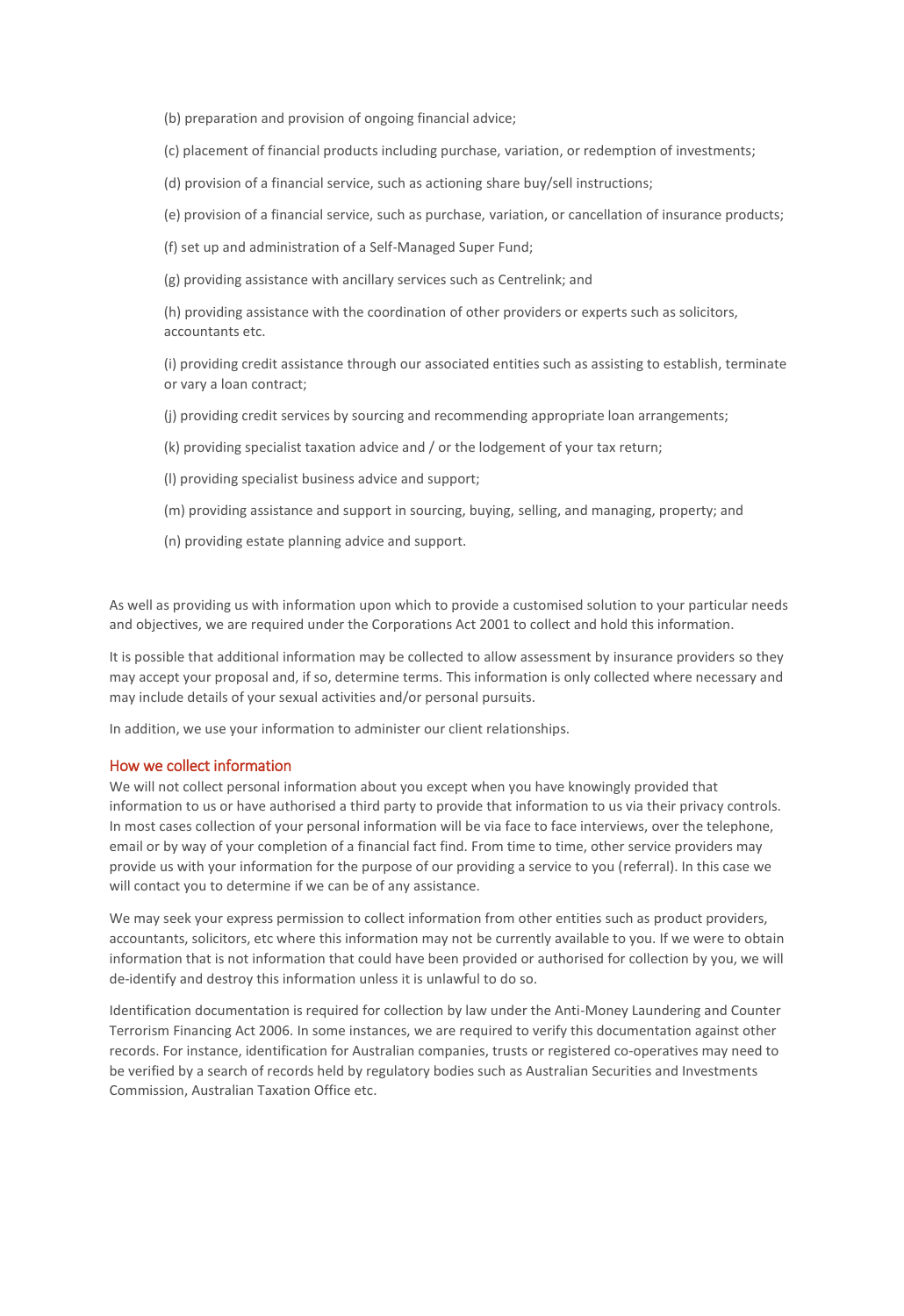(b) preparation and provision of ongoing financial advice;

(c) placement of financial products including purchase, variation, or redemption of investments;

(d) provision of a financial service, such as actioning share buy/sell instructions;

(e) provision of a financial service, such as purchase, variation, or cancellation of insurance products;

(f) set up and administration of a Self-Managed Super Fund;

(g) providing assistance with ancillary services such as Centrelink; and

(h) providing assistance with the coordination of other providers or experts such as solicitors, accountants etc.

(i) providing credit assistance through our associated entities such as assisting to establish, terminate or vary a loan contract;

(j) providing credit services by sourcing and recommending appropriate loan arrangements;

(k) providing specialist taxation advice and / or the lodgement of your tax return;

(l) providing specialist business advice and support;

(m) providing assistance and support in sourcing, buying, selling, and managing, property; and

(n) providing estate planning advice and support.

As well as providing us with information upon which to provide a customised solution to your particular needs and objectives, we are required under the Corporations Act 2001 to collect and hold this information.

It is possible that additional information may be collected to allow assessment by insurance providers so they may accept your proposal and, if so, determine terms. This information is only collected where necessary and may include details of your sexual activities and/or personal pursuits.

In addition, we use your information to administer our client relationships.

## How we collect information

We will not collect personal information about you except when you have knowingly provided that information to us or have authorised a third party to provide that information to us via their privacy controls. In most cases collection of your personal information will be via face to face interviews, over the telephone, email or by way of your completion of a financial fact find. From time to time, other service providers may provide us with your information for the purpose of our providing a service to you (referral). In this case we will contact you to determine if we can be of any assistance.

We may seek your express permission to collect information from other entities such as product providers, accountants, solicitors, etc where this information may not be currently available to you. If we were to obtain information that is not information that could have been provided or authorised for collection by you, we will de-identify and destroy this information unless it is unlawful to do so.

Identification documentation is required for collection by law under the Anti-Money Laundering and Counter Terrorism Financing Act 2006. In some instances, we are required to verify this documentation against other records. For instance, identification for Australian companies, trusts or registered co-operatives may need to be verified by a search of records held by regulatory bodies such as Australian Securities and Investments Commission, Australian Taxation Office etc.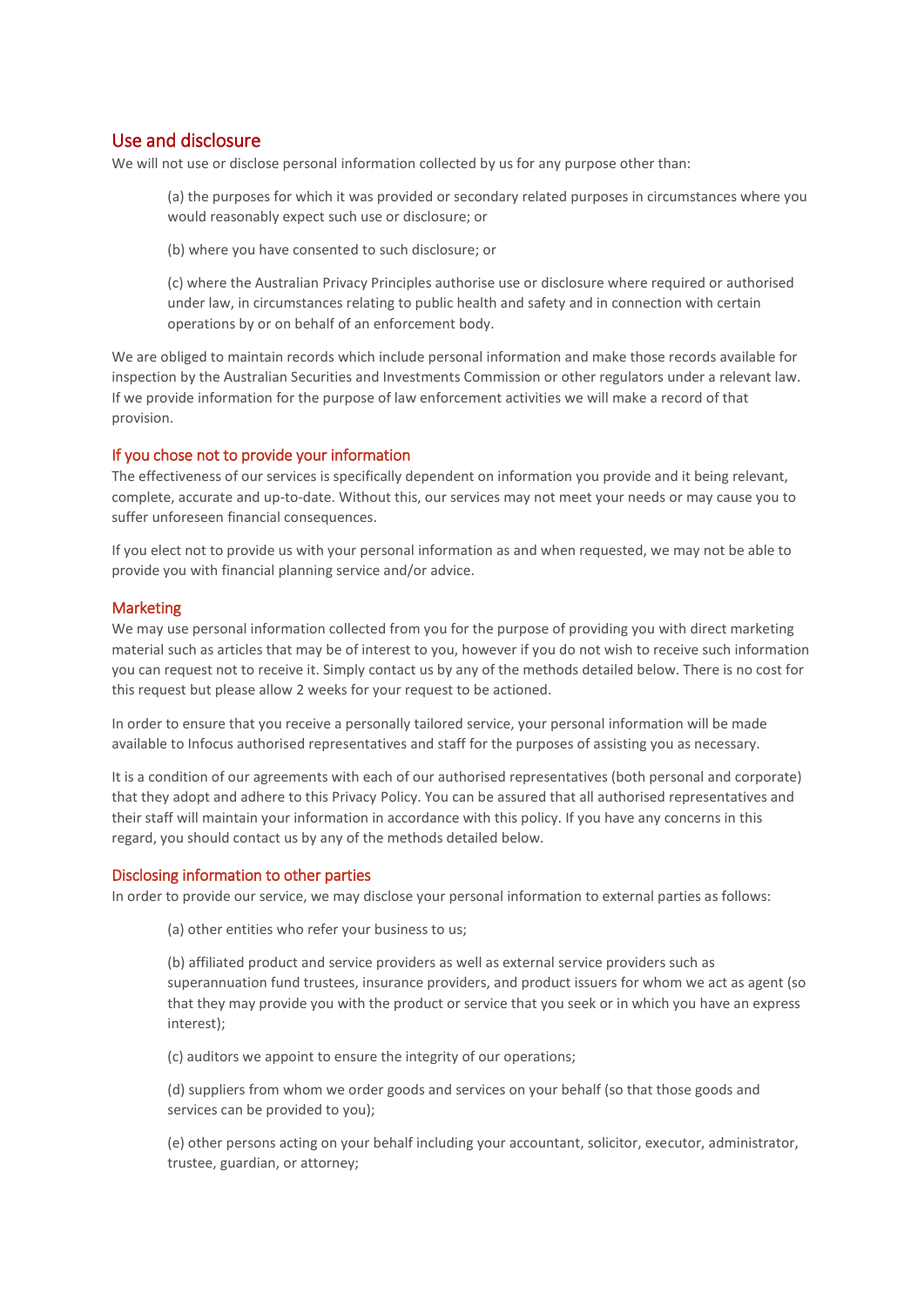## Use and disclosure

We will not use or disclose personal information collected by us for any purpose other than:

(a) the purposes for which it was provided or secondary related purposes in circumstances where you would reasonably expect such use or disclosure; or

(b) where you have consented to such disclosure; or

(c) where the Australian Privacy Principles authorise use or disclosure where required or authorised under law, in circumstances relating to public health and safety and in connection with certain operations by or on behalf of an enforcement body.

We are obliged to maintain records which include personal information and make those records available for inspection by the Australian Securities and Investments Commission or other regulators under a relevant law. If we provide information for the purpose of law enforcement activities we will make a record of that provision.

### If you chose not to provide your information

The effectiveness of our services is specifically dependent on information you provide and it being relevant, complete, accurate and up-to-date. Without this, our services may not meet your needs or may cause you to suffer unforeseen financial consequences.

If you elect not to provide us with your personal information as and when requested, we may not be able to provide you with financial planning service and/or advice.

### Marketing

We may use personal information collected from you for the purpose of providing you with direct marketing material such as articles that may be of interest to you, however if you do not wish to receive such information you can request not to receive it. Simply contact us by any of the methods detailed below. There is no cost for this request but please allow 2 weeks for your request to be actioned.

In order to ensure that you receive a personally tailored service, your personal information will be made available to Infocus authorised representatives and staff for the purposes of assisting you as necessary.

It is a condition of our agreements with each of our authorised representatives (both personal and corporate) that they adopt and adhere to this Privacy Policy. You can be assured that all authorised representatives and their staff will maintain your information in accordance with this policy. If you have any concerns in this regard, you should contact us by any of the methods detailed below.

### Disclosing information to other parties

In order to provide our service, we may disclose your personal information to external parties as follows:

(a) other entities who refer your business to us;

(b) affiliated product and service providers as well as external service providers such as superannuation fund trustees, insurance providers, and product issuers for whom we act as agent (so that they may provide you with the product or service that you seek or in which you have an express interest);

(c) auditors we appoint to ensure the integrity of our operations;

(d) suppliers from whom we order goods and services on your behalf (so that those goods and services can be provided to you);

(e) other persons acting on your behalf including your accountant, solicitor, executor, administrator, trustee, guardian, or attorney;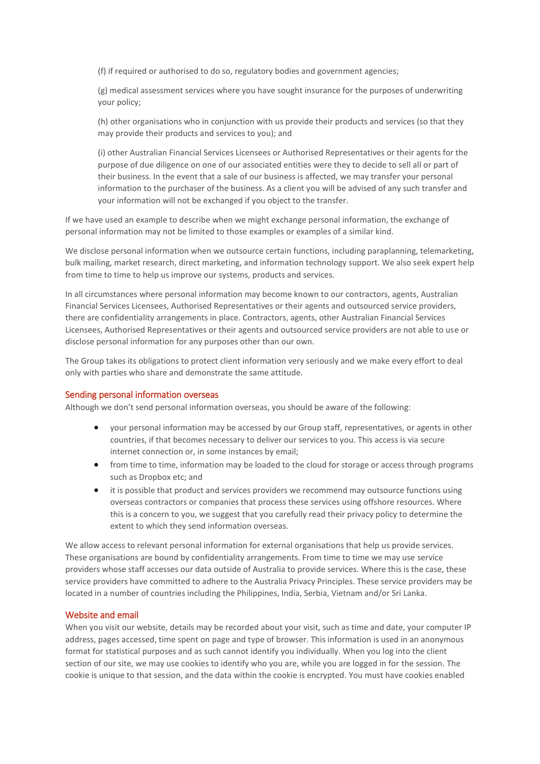(f) if required or authorised to do so, regulatory bodies and government agencies;

(g) medical assessment services where you have sought insurance for the purposes of underwriting your policy;

(h) other organisations who in conjunction with us provide their products and services (so that they may provide their products and services to you); and

(i) other Australian Financial Services Licensees or Authorised Representatives or their agents for the purpose of due diligence on one of our associated entities were they to decide to sell all or part of their business. In the event that a sale of our business is affected, we may transfer your personal information to the purchaser of the business. As a client you will be advised of any such transfer and your information will not be exchanged if you object to the transfer.

If we have used an example to describe when we might exchange personal information, the exchange of personal information may not be limited to those examples or examples of a similar kind.

We disclose personal information when we outsource certain functions, including paraplanning, telemarketing, bulk mailing, market research, direct marketing, and information technology support. We also seek expert help from time to time to help us improve our systems, products and services.

In all circumstances where personal information may become known to our contractors, agents, Australian Financial Services Licensees, Authorised Representatives or their agents and outsourced service providers, there are confidentiality arrangements in place. Contractors, agents, other Australian Financial Services Licensees, Authorised Representatives or their agents and outsourced service providers are not able to use or disclose personal information for any purposes other than our own.

The Group takes its obligations to protect client information very seriously and we make every effort to deal only with parties who share and demonstrate the same attitude.

## Sending personal information overseas

Although we don't send personal information overseas, you should be aware of the following:

- your personal information may be accessed by our Group staff, representatives, or agents in other countries, if that becomes necessary to deliver our services to you. This access is via secure internet connection or, in some instances by email;
- from time to time, information may be loaded to the cloud for storage or access through programs such as Dropbox etc; and
- it is possible that product and services providers we recommend may outsource functions using overseas contractors or companies that process these services using offshore resources. Where this is a concern to you, we suggest that you carefully read their privacy policy to determine the extent to which they send information overseas.

We allow access to relevant personal information for external organisations that help us provide services. These organisations are bound by confidentiality arrangements. From time to time we may use service providers whose staff accesses our data outside of Australia to provide services. Where this is the case, these service providers have committed to adhere to the Australia Privacy Principles. These service providers may be located in a number of countries including the Philippines, India, Serbia, Vietnam and/or Sri Lanka.

## Website and email

When you visit our website, details may be recorded about your visit, such as time and date, your computer IP address, pages accessed, time spent on page and type of browser. This information is used in an anonymous format for statistical purposes and as such cannot identify you individually. When you log into the client section of our site, we may use cookies to identify who you are, while you are logged in for the session. The cookie is unique to that session, and the data within the cookie is encrypted. You must have cookies enabled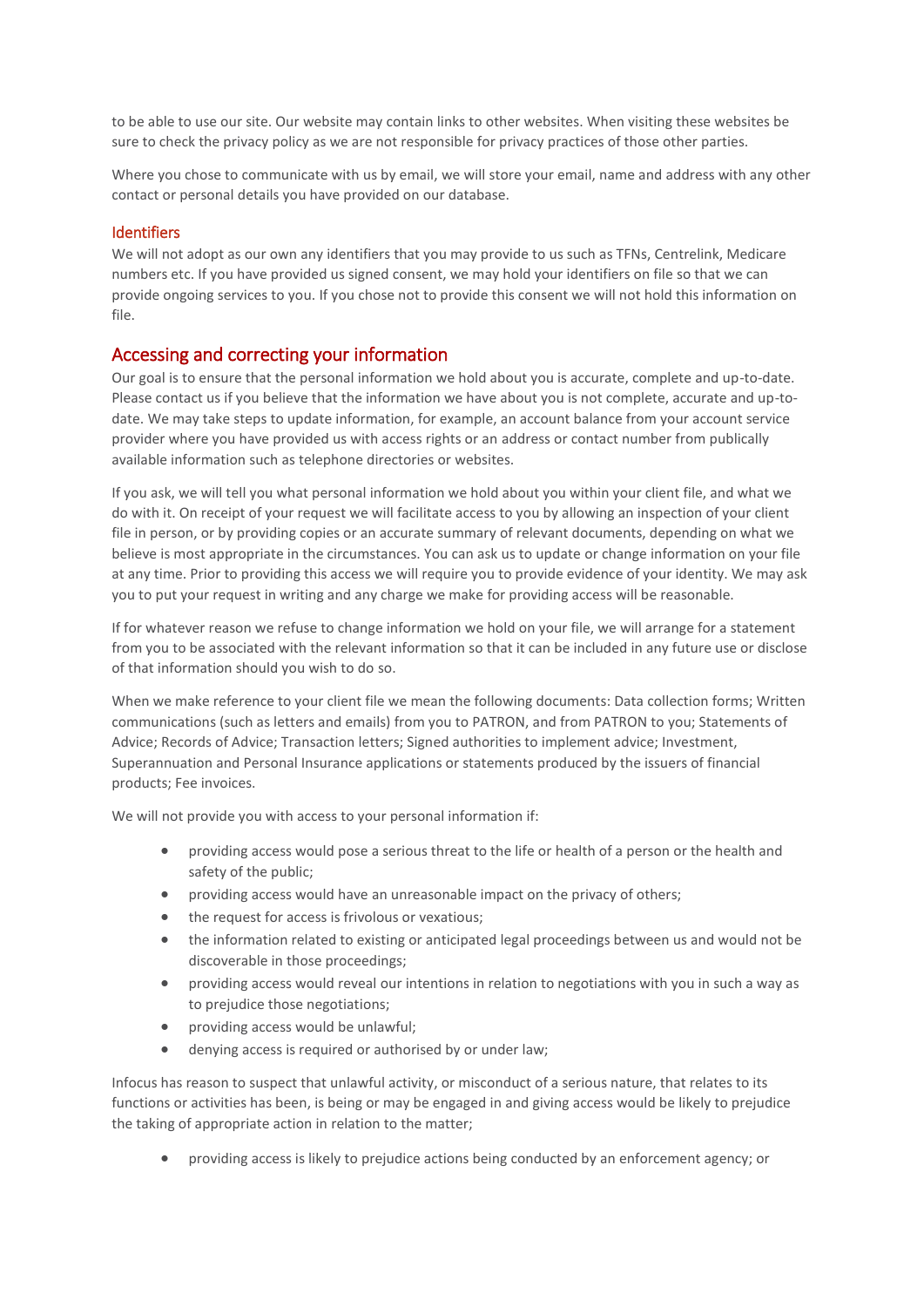to be able to use our site. Our website may contain links to other websites. When visiting these websites be sure to check the privacy policy as we are not responsible for privacy practices of those other parties.

Where you chose to communicate with us by email, we will store your email, name and address with any other contact or personal details you have provided on our database.

### Identifiers

We will not adopt as our own any identifiers that you may provide to us such as TFNs, Centrelink, Medicare numbers etc. If you have provided us signed consent, we may hold your identifiers on file so that we can provide ongoing services to you. If you chose not to provide this consent we will not hold this information on file.

## Accessing and correcting your information

Our goal is to ensure that the personal information we hold about you is accurate, complete and up-to-date. Please contact us if you believe that the information we have about you is not complete, accurate and up-to-date. We may take steps to update information, for example, an account balance from your account service provider where you have provided us with access rights or an address or contact number from publically available information such as telephone directories or websites.

If you ask, we will tell you what personal information we hold about you within your client file, and what we do with it. On receipt of your request we will facilitate access to you by allowing an inspection of your client file in person, or by providing copies or an accurate summary of relevant documents, depending on what we believe is most appropriate in the circumstances. You can ask us to update or change information on your file at any time. Prior to providing this access we will require you to provide evidence of your identity. We may ask you to put your request in writing and any charge we make for providing access will be reasonable.

If for whatever reason we refuse to change information we hold on your file, we will arrange for a statement from you to be associated with the relevant information so that it can be included in any future use or disclose of that information should you wish to do so.

When we make reference to your client file we mean the following documents: Data collection forms; Written communications (such as letters and emails) from you to PATRON, and from PATRON to you; Statements of Advice; Records of Advice; Transaction letters; Signed authorities to implement advice; Investment, Superannuation and Personal Insurance applications or statements produced by the issuers of financial products; Fee invoices.

We will not provide you with access to your personal information if:

- providing access would pose a serious threat to the life or health of a person or the health and safety of the public;
- providing access would have an unreasonable impact on the privacy of others;
- the request for access is frivolous or vexatious;
- the information related to existing or anticipated legal proceedings between us and would not be discoverable in those proceedings;
- providing access would reveal our intentions in relation to negotiations with you in such a way as to prejudice those negotiations;
- providing access would be unlawful;
- denying access is required or authorised by or under law;

Infocus has reason to suspect that unlawful activity, or misconduct of a serious nature, that relates to its functions or activities has been, is being or may be engaged in and giving access would be likely to prejudice the taking of appropriate action in relation to the matter;

- providing access is likely to prejudice actions being conducted by an enforcement agency; or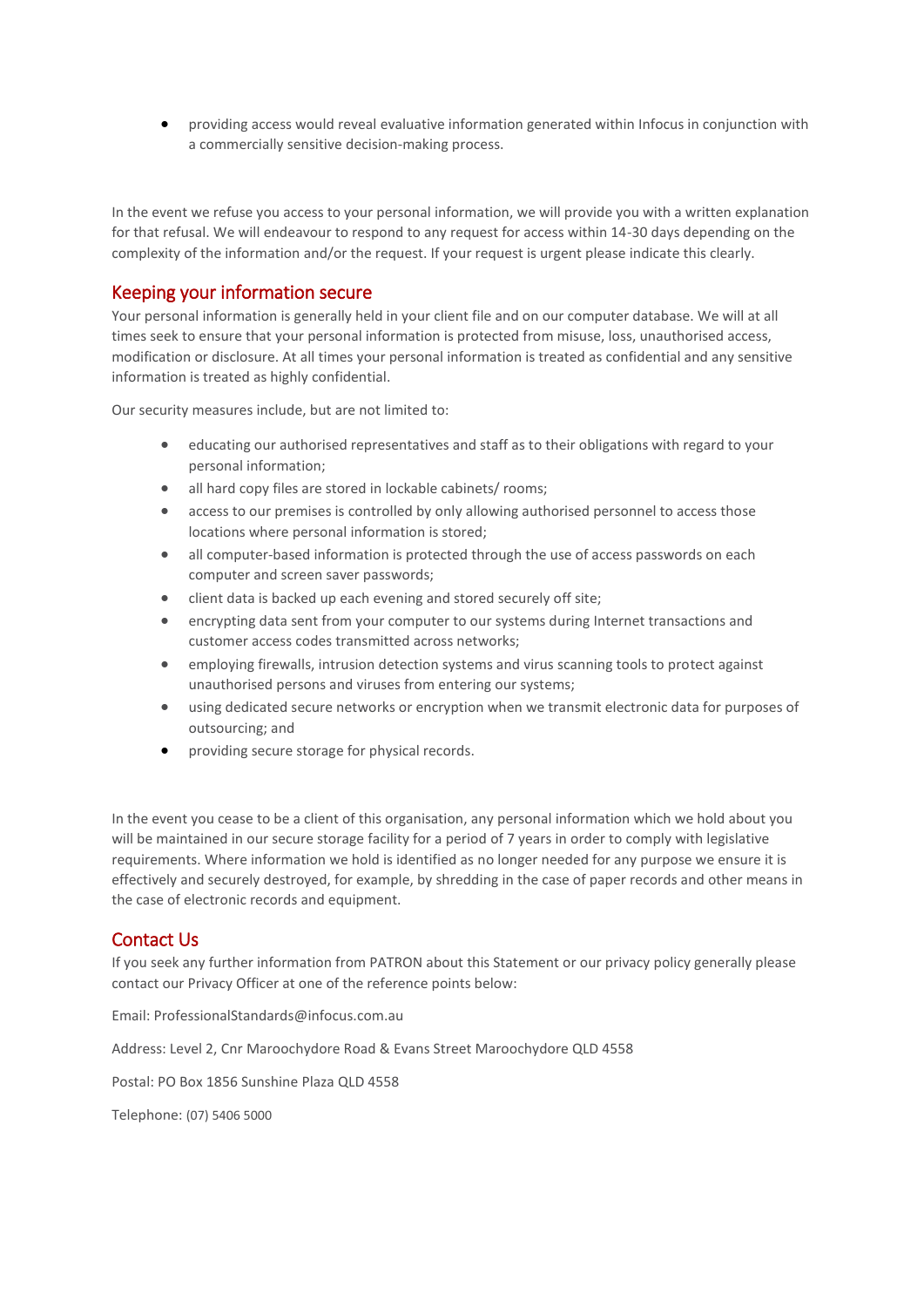- providing access would reveal evaluative information generated within Infocus in conjunction with a commercially sensitive decision-making process.

In the event we refuse you access to your personal information, we will provide you with a written explanation for that refusal. We will endeavour to respond to any request for access within 14-30 days depending on the complexity of the information and/or the request. If your request is urgent please indicate this clearly.

## Keeping your information secure

Your personal information is generally held in your client file and on our computer database. We will at all times seek to ensure that your personal information is protected from misuse, loss, unauthorised access, modification or disclosure. At all times your personal information is treated as confidential and any sensitive information is treated as highly confidential.

Our security measures include, but are not limited to:

- educating our authorised representatives and staff as to their obligations with regard to your personal information;
- all hard copy files are stored in lockable cabinets/ rooms;
- access to our premises is controlled by only allowing authorised personnel to access those locations where personal information is stored;
- all computer-based information is protected through the use of access passwords on each computer and screen saver passwords;
- client data is backed up each evening and stored securely off site;
- encrypting data sent from your computer to our systems during Internet transactions and customer access codes transmitted across networks;
- employing firewalls, intrusion detection systems and virus scanning tools to protect against unauthorised persons and viruses from entering our systems;
- using dedicated secure networks or encryption when we transmit electronic data for purposes of outsourcing; and
- providing secure storage for physical records.

In the event you cease to be a client of this organisation, any personal information which we hold about you will be maintained in our secure storage facility for a period of 7 years in order to comply with legislative requirements. Where information we hold is identified as no longer needed for any purpose we ensure it is effectively and securely destroyed, for example, by shredding in the case of paper records and other means in the case of electronic records and equipment.

## Contact Us

If you seek any further information from PATRON about this Statement or our privacy policy generally please contact our Privacy Officer at one of the reference points below:

Email: ProfessionalStandards@infocus.com.au

Address: Level 2, Cnr Maroochydore Road & Evans Street Maroochydore QLD 4558

Postal: PO Box 1856 Sunshine Plaza QLD 4558

Telephone: (07) 5406 5000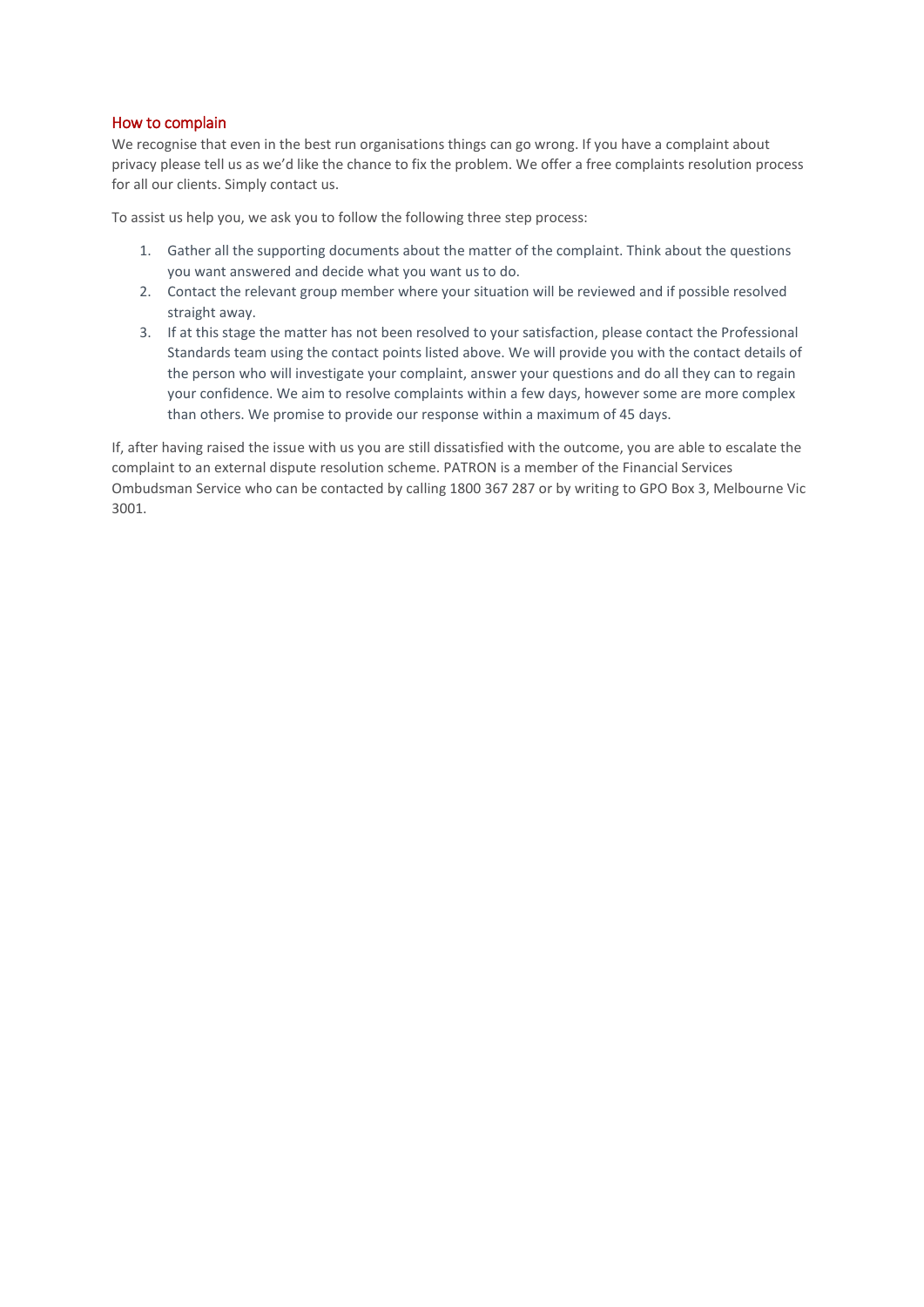## How to complain

We recognise that even in the best run organisations things can go wrong. If you have a complaint about privacy please tell us as we'd like the chance to fix the problem. We offer a free complaints resolution process for all our clients. Simply contact us.

To assist us help you, we ask you to follow the following three step process:

1. Gather all the supporting documents about the matter of the complaint. Think about the questions you want answered and decide what you want us to do.
2. Contact the relevant group member where your situation will be reviewed and if possible resolved straight away.
3. If at this stage the matter has not been resolved to your satisfaction, please contact the Professional Standards team using the contact points listed above. We will provide you with the contact details of the person who will investigate your complaint, answer your questions and do all they can to regain your confidence. We aim to resolve complaints within a few days, however some are more complex than others. We promise to provide our response within a maximum of 45 days.

If, after having raised the issue with us you are still dissatisfied with the outcome, you are able to escalate the complaint to an external dispute resolution scheme. PATRON is a member of the Financial Services Ombudsman Service who can be contacted by calling 1800 367 287 or by writing to GPO Box 3, Melbourne Vic 3001.